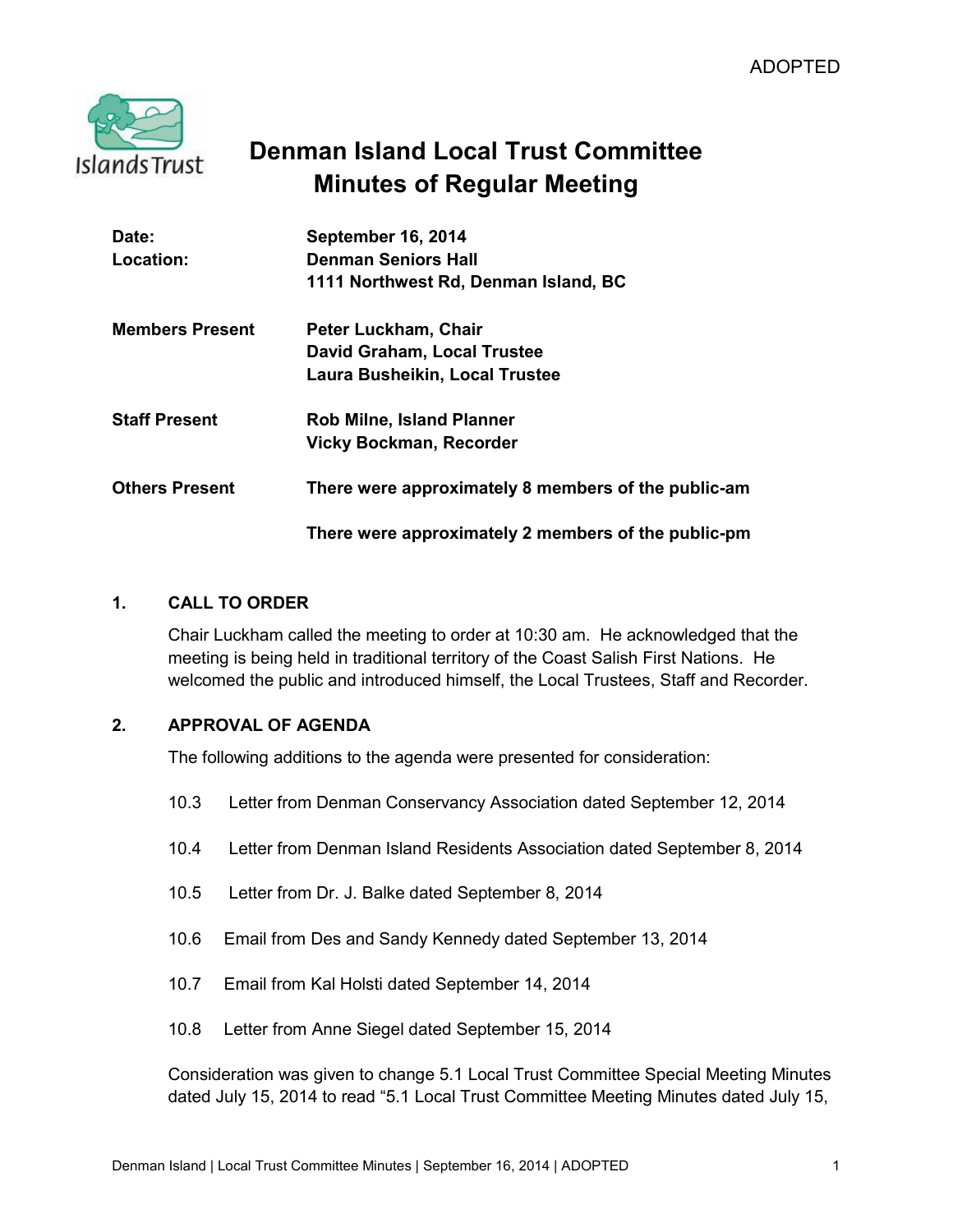ADOPTED

# Denman Island Local Trust Committee
# Minutes of Regular Meeting

| | |
|---|---|
| **Date:** | **September 16, 2014** |
| **Location:** | **Denman Seniors Hall** <br> **1111 Northwest Rd, Denman Island, BC** |
| **Members Present** | **Peter Luckham, Chair** <br> **David Graham, Local Trustee** <br> **Laura Busheikin, Local Trustee** |
| **Staff Present** | **Rob Milne, Island Planner** <br> **Vicky Bockman, Recorder** |
| **Others Present** | **There were approximately 8 members of the public-am** <br> **There were approximately 2 members of the public-pm** |

## 1. CALL TO ORDER

Chair Luckham called the meeting to order at 10:30 am. He acknowledged that the meeting is being held in traditional territory of the Coast Salish First Nations. He welcomed the public and introduced himself, the Local Trustees, Staff and Recorder.

## 2. APPROVAL OF AGENDA

The following additions to the agenda were presented for consideration:

10.3 Letter from Denman Conservancy Association dated September 12, 2014

10.4 Letter from Denman Island Residents Association dated September 8, 2014

10.5 Letter from Dr. J. Balke dated September 8, 2014

10.6 Email from Des and Sandy Kennedy dated September 13, 2014

10.7 Email from Kal Holsti dated September 14, 2014

10.8 Letter from Anne Siegel dated September 15, 2014

Consideration was given to change 5.1 Local Trust Committee Special Meeting Minutes dated July 15, 2014 to read "5.1 Local Trust Committee Meeting Minutes dated July 15,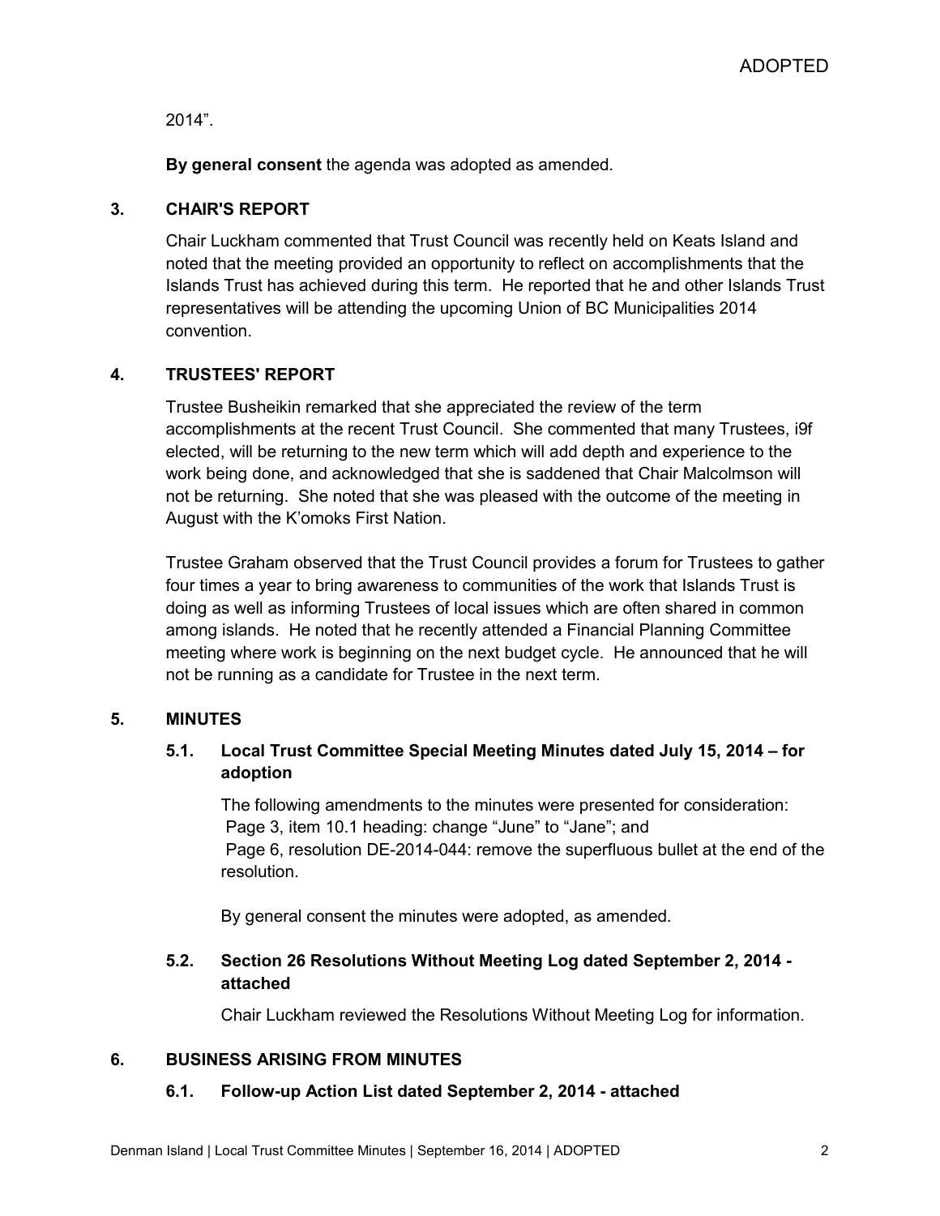2014".

**By general consent** the agenda was adopted as amended.

## 3. CHAIR'S REPORT

Chair Luckham commented that Trust Council was recently held on Keats Island and noted that the meeting provided an opportunity to reflect on accomplishments that the Islands Trust has achieved during this term. He reported that he and other Islands Trust representatives will be attending the upcoming Union of BC Municipalities 2014 convention.

## 4. TRUSTEES' REPORT

Trustee Busheikin remarked that she appreciated the review of the term accomplishments at the recent Trust Council. She commented that many Trustees, i9f elected, will be returning to the new term which will add depth and experience to the work being done, and acknowledged that she is saddened that Chair Malcolmson will not be returning. She noted that she was pleased with the outcome of the meeting in August with the K'omoks First Nation.

Trustee Graham observed that the Trust Council provides a forum for Trustees to gather four times a year to bring awareness to communities of the work that Islands Trust is doing as well as informing Trustees of local issues which are often shared in common among islands. He noted that he recently attended a Financial Planning Committee meeting where work is beginning on the next budget cycle. He announced that he will not be running as a candidate for Trustee in the next term.

## 5. MINUTES

### 5.1. Local Trust Committee Special Meeting Minutes dated July 15, 2014 – for adoption

The following amendments to the minutes were presented for consideration:
Page 3, item 10.1 heading: change "June" to "Jane"; and
Page 6, resolution DE-2014-044: remove the superfluous bullet at the end of the resolution.

By general consent the minutes were adopted, as amended.

### 5.2. Section 26 Resolutions Without Meeting Log dated September 2, 2014 - attached

Chair Luckham reviewed the Resolutions Without Meeting Log for information.

## 6. BUSINESS ARISING FROM MINUTES

### 6.1. Follow-up Action List dated September 2, 2014 - attached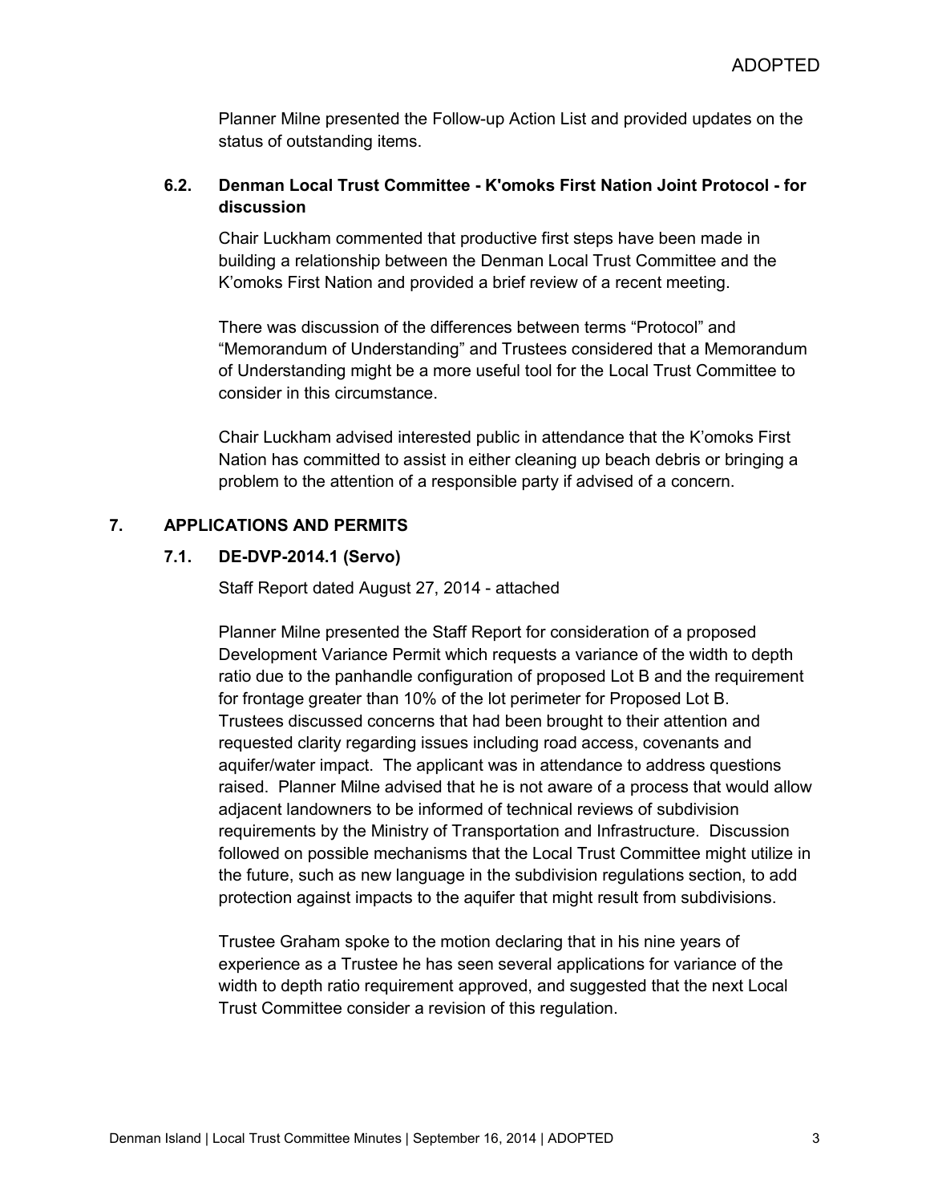Planner Milne presented the Follow-up Action List and provided updates on the status of outstanding items.

### 6.2. Denman Local Trust Committee - K'omoks First Nation Joint Protocol - for discussion

Chair Luckham commented that productive first steps have been made in building a relationship between the Denman Local Trust Committee and the K'omoks First Nation and provided a brief review of a recent meeting.

There was discussion of the differences between terms "Protocol" and "Memorandum of Understanding" and Trustees considered that a Memorandum of Understanding might be a more useful tool for the Local Trust Committee to consider in this circumstance.

Chair Luckham advised interested public in attendance that the K'omoks First Nation has committed to assist in either cleaning up beach debris or bringing a problem to the attention of a responsible party if advised of a concern.

## 7. APPLICATIONS AND PERMITS

### 7.1. DE-DVP-2014.1 (Servo)

Staff Report dated August 27, 2014 - attached

Planner Milne presented the Staff Report for consideration of a proposed Development Variance Permit which requests a variance of the width to depth ratio due to the panhandle configuration of proposed Lot B and the requirement for frontage greater than 10% of the lot perimeter for Proposed Lot B. Trustees discussed concerns that had been brought to their attention and requested clarity regarding issues including road access, covenants and aquifer/water impact. The applicant was in attendance to address questions raised. Planner Milne advised that he is not aware of a process that would allow adjacent landowners to be informed of technical reviews of subdivision requirements by the Ministry of Transportation and Infrastructure. Discussion followed on possible mechanisms that the Local Trust Committee might utilize in the future, such as new language in the subdivision regulations section, to add protection against impacts to the aquifer that might result from subdivisions.

Trustee Graham spoke to the motion declaring that in his nine years of experience as a Trustee he has seen several applications for variance of the width to depth ratio requirement approved, and suggested that the next Local Trust Committee consider a revision of this regulation.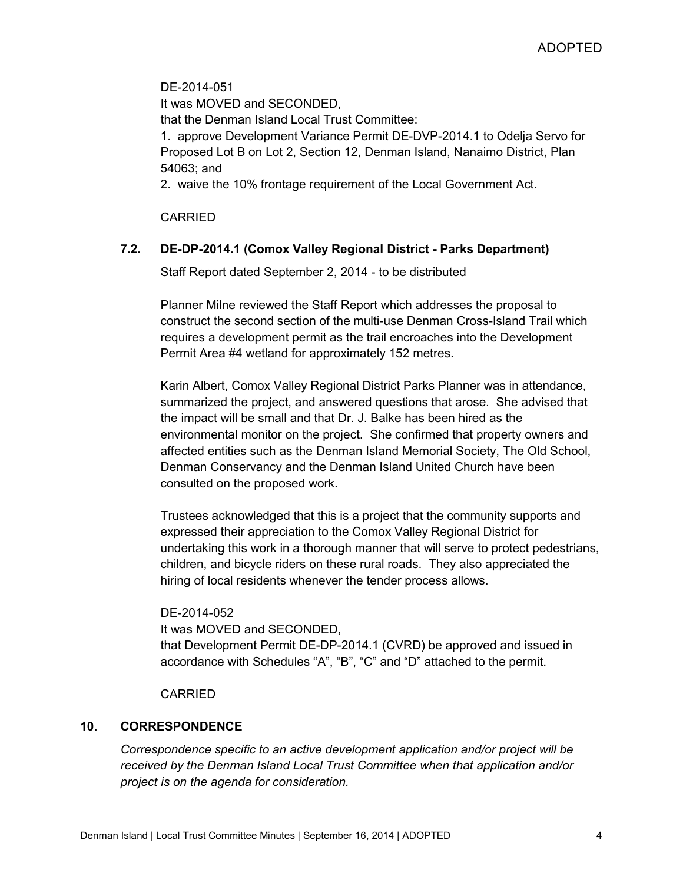DE-2014-051
It was MOVED and SECONDED,
that the Denman Island Local Trust Committee:
1. approve Development Variance Permit DE-DVP-2014.1 to Odelja Servo for Proposed Lot B on Lot 2, Section 12, Denman Island, Nanaimo District, Plan 54063; and
2. waive the 10% frontage requirement of the Local Government Act.

CARRIED

### 7.2. DE-DP-2014.1 (Comox Valley Regional District - Parks Department)

Staff Report dated September 2, 2014 - to be distributed

Planner Milne reviewed the Staff Report which addresses the proposal to construct the second section of the multi-use Denman Cross-Island Trail which requires a development permit as the trail encroaches into the Development Permit Area #4 wetland for approximately 152 metres.

Karin Albert, Comox Valley Regional District Parks Planner was in attendance, summarized the project, and answered questions that arose. She advised that the impact will be small and that Dr. J. Balke has been hired as the environmental monitor on the project. She confirmed that property owners and affected entities such as the Denman Island Memorial Society, The Old School, Denman Conservancy and the Denman Island United Church have been consulted on the proposed work.

Trustees acknowledged that this is a project that the community supports and expressed their appreciation to the Comox Valley Regional District for undertaking this work in a thorough manner that will serve to protect pedestrians, children, and bicycle riders on these rural roads. They also appreciated the hiring of local residents whenever the tender process allows.

DE-2014-052
It was MOVED and SECONDED,
that Development Permit DE-DP-2014.1 (CVRD) be approved and issued in accordance with Schedules “A”, “B”, “C” and “D” attached to the permit.

CARRIED

## 10. CORRESPONDENCE

*Correspondence specific to an active development application and/or project will be received by the Denman Island Local Trust Committee when that application and/or project is on the agenda for consideration.*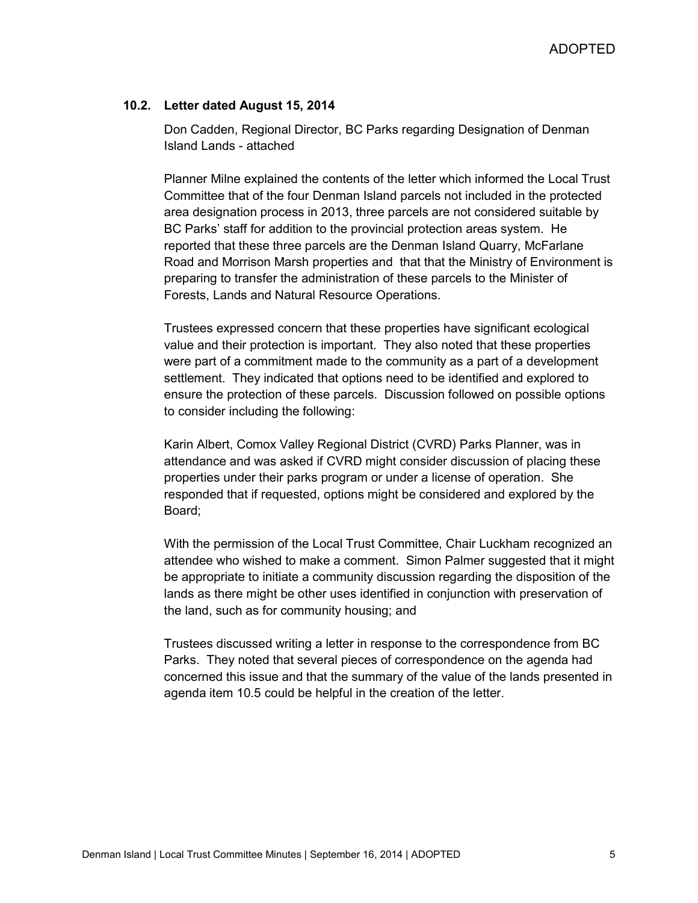### 10.2. Letter dated August 15, 2014

Don Cadden, Regional Director, BC Parks regarding Designation of Denman Island Lands - attached

Planner Milne explained the contents of the letter which informed the Local Trust Committee that of the four Denman Island parcels not included in the protected area designation process in 2013, three parcels are not considered suitable by BC Parks' staff for addition to the provincial protection areas system. He reported that these three parcels are the Denman Island Quarry, McFarlane Road and Morrison Marsh properties and that that the Ministry of Environment is preparing to transfer the administration of these parcels to the Minister of Forests, Lands and Natural Resource Operations.

Trustees expressed concern that these properties have significant ecological value and their protection is important. They also noted that these properties were part of a commitment made to the community as a part of a development settlement. They indicated that options need to be identified and explored to ensure the protection of these parcels. Discussion followed on possible options to consider including the following:

Karin Albert, Comox Valley Regional District (CVRD) Parks Planner, was in attendance and was asked if CVRD might consider discussion of placing these properties under their parks program or under a license of operation. She responded that if requested, options might be considered and explored by the Board;

With the permission of the Local Trust Committee, Chair Luckham recognized an attendee who wished to make a comment. Simon Palmer suggested that it might be appropriate to initiate a community discussion regarding the disposition of the lands as there might be other uses identified in conjunction with preservation of the land, such as for community housing; and

Trustees discussed writing a letter in response to the correspondence from BC Parks. They noted that several pieces of correspondence on the agenda had concerned this issue and that the summary of the value of the lands presented in agenda item 10.5 could be helpful in the creation of the letter.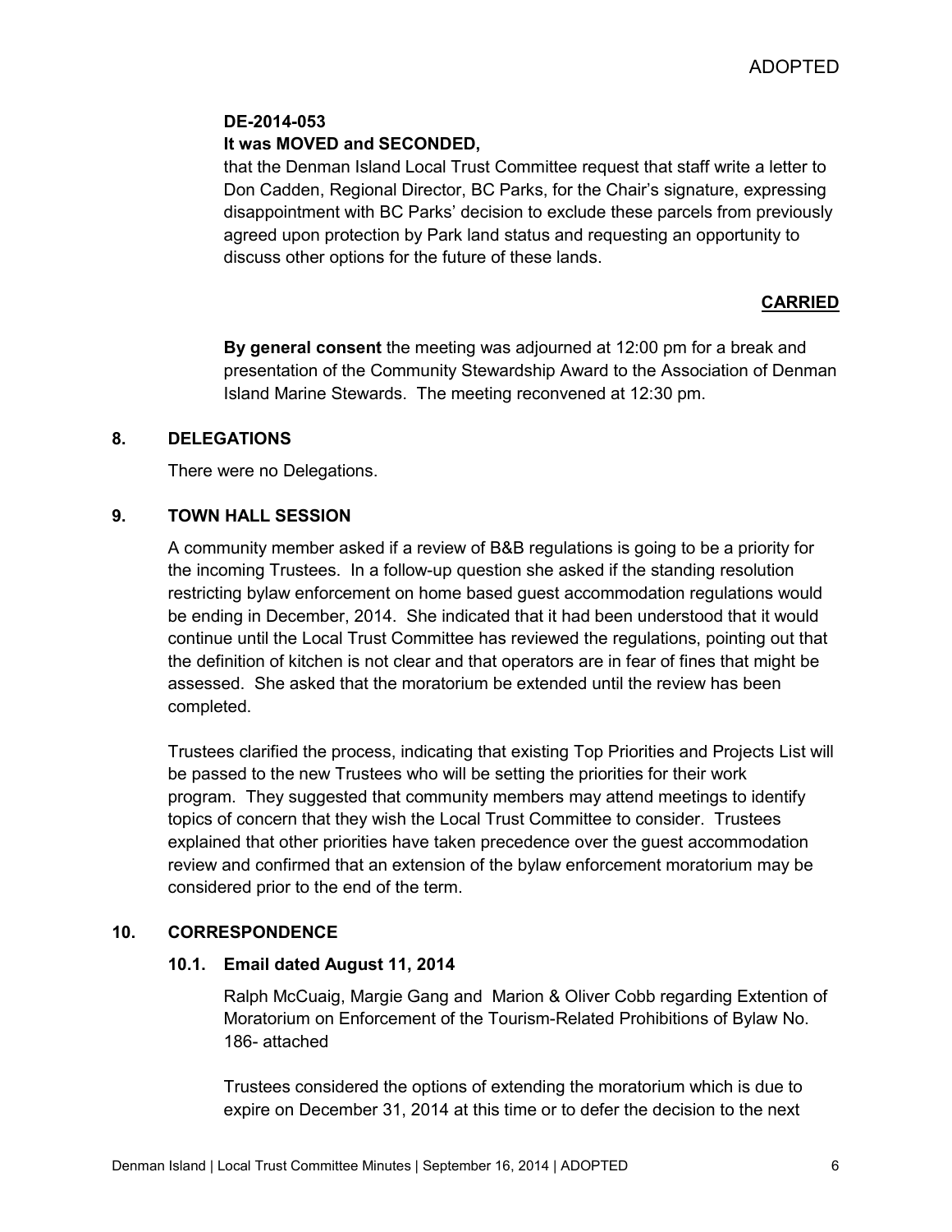ADOPTED

**DE-2014-053**
**It was MOVED and SECONDED,**

that the Denman Island Local Trust Committee request that staff write a letter to Don Cadden, Regional Director, BC Parks, for the Chair's signature, expressing disappointment with BC Parks' decision to exclude these parcels from previously agreed upon protection by Park land status and requesting an opportunity to discuss other options for the future of these lands.

**CARRIED**

**By general consent** the meeting was adjourned at 12:00 pm for a break and presentation of the Community Stewardship Award to the Association of Denman Island Marine Stewards. The meeting reconvened at 12:30 pm.

## 8. DELEGATIONS

There were no Delegations.

## 9. TOWN HALL SESSION

A community member asked if a review of B&B regulations is going to be a priority for the incoming Trustees. In a follow-up question she asked if the standing resolution restricting bylaw enforcement on home based guest accommodation regulations would be ending in December, 2014. She indicated that it had been understood that it would continue until the Local Trust Committee has reviewed the regulations, pointing out that the definition of kitchen is not clear and that operators are in fear of fines that might be assessed. She asked that the moratorium be extended until the review has been completed.

Trustees clarified the process, indicating that existing Top Priorities and Projects List will be passed to the new Trustees who will be setting the priorities for their work program. They suggested that community members may attend meetings to identify topics of concern that they wish the Local Trust Committee to consider. Trustees explained that other priorities have taken precedence over the guest accommodation review and confirmed that an extension of the bylaw enforcement moratorium may be considered prior to the end of the term.

## 10. CORRESPONDENCE

### 10.1. Email dated August 11, 2014

Ralph McCuaig, Margie Gang and Marion & Oliver Cobb regarding Extention of Moratorium on Enforcement of the Tourism-Related Prohibitions of Bylaw No. 186- attached

Trustees considered the options of extending the moratorium which is due to expire on December 31, 2014 at this time or to defer the decision to the next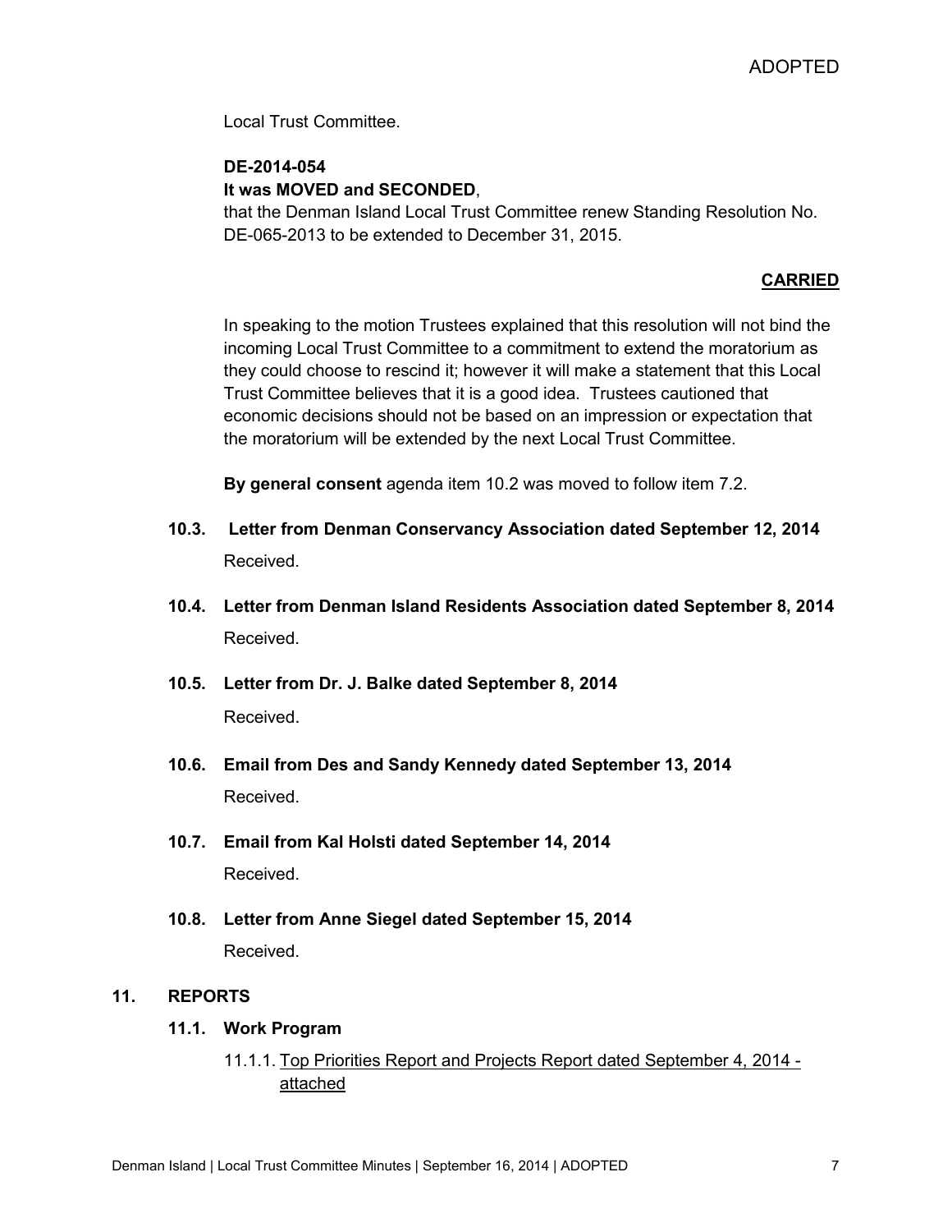ADOPTED

Local Trust Committee.

**DE-2014-054**
**It was MOVED and SECONDED**,
that the Denman Island Local Trust Committee renew Standing Resolution No. DE-065-2013 to be extended to December 31, 2015.

**CARRIED**

In speaking to the motion Trustees explained that this resolution will not bind the incoming Local Trust Committee to a commitment to extend the moratorium as they could choose to rescind it; however it will make a statement that this Local Trust Committee believes that it is a good idea. Trustees cautioned that economic decisions should not be based on an impression or expectation that the moratorium will be extended by the next Local Trust Committee.

**By general consent** agenda item 10.2 was moved to follow item 7.2.

**10.3. Letter from Denman Conservancy Association dated September 12, 2014**

Received.

**10.4. Letter from Denman Island Residents Association dated September 8, 2014**

Received.

**10.5. Letter from Dr. J. Balke dated September 8, 2014**

Received.

**10.6. Email from Des and Sandy Kennedy dated September 13, 2014**

Received.

**10.7. Email from Kal Holsti dated September 14, 2014**

Received.

**10.8. Letter from Anne Siegel dated September 15, 2014**

Received.

## 11. REPORTS

### 11.1. Work Program

11.1.1. Top Priorities Report and Projects Report dated September 4, 2014 - attached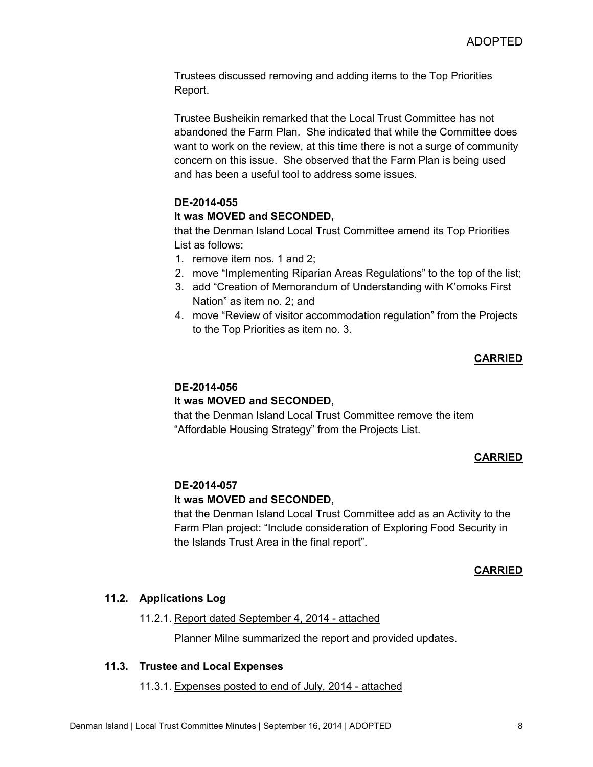Trustees discussed removing and adding items to the Top Priorities Report.

Trustee Busheikin remarked that the Local Trust Committee has not abandoned the Farm Plan. She indicated that while the Committee does want to work on the review, at this time there is not a surge of community concern on this issue. She observed that the Farm Plan is being used and has been a useful tool to address some issues.

**DE-2014-055**
**It was MOVED and SECONDED,**
that the Denman Island Local Trust Committee amend its Top Priorities List as follows:

1. remove item nos. 1 and 2;
2. move "Implementing Riparian Areas Regulations" to the top of the list;
3. add "Creation of Memorandum of Understanding with K'omoks First Nation" as item no. 2; and
4. move "Review of visitor accommodation regulation" from the Projects to the Top Priorities as item no. 3.

**CARRIED**

**DE-2014-056**
**It was MOVED and SECONDED,**
that the Denman Island Local Trust Committee remove the item "Affordable Housing Strategy" from the Projects List.

**CARRIED**

**DE-2014-057**
**It was MOVED and SECONDED,**
that the Denman Island Local Trust Committee add as an Activity to the Farm Plan project: "Include consideration of Exploring Food Security in the Islands Trust Area in the final report".

**CARRIED**

### 11.2. Applications Log

11.2.1. Report dated September 4, 2014 - attached

Planner Milne summarized the report and provided updates.

### 11.3. Trustee and Local Expenses

11.3.1. Expenses posted to end of July, 2014 - attached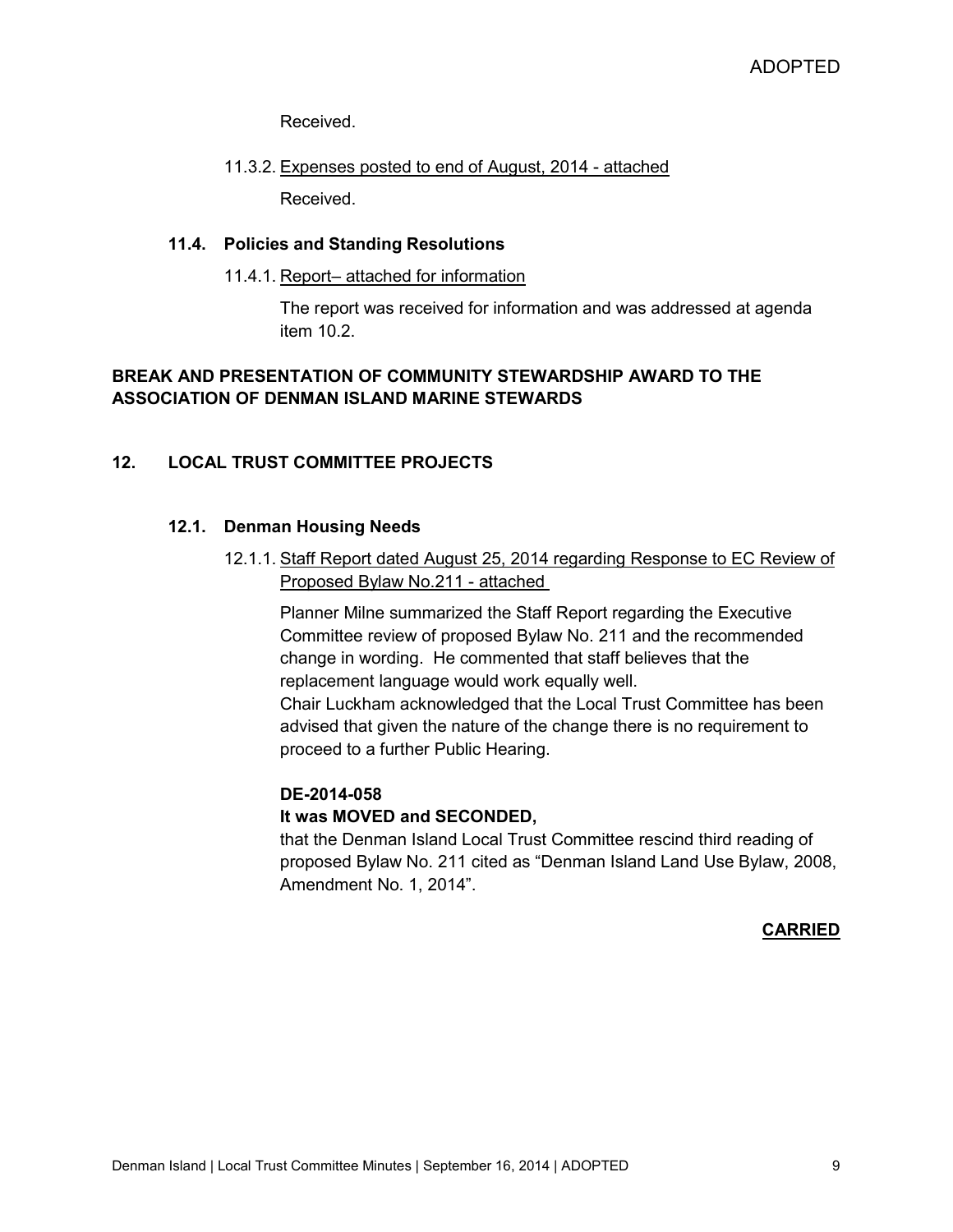ADOPTED

Received.

11.3.2. Expenses posted to end of August, 2014 - attached

Received.

### 11.4. Policies and Standing Resolutions

11.4.1. Report– attached for information

The report was received for information and was addressed at agenda item 10.2.

## BREAK AND PRESENTATION OF COMMUNITY STEWARDSHIP AWARD TO THE ASSOCIATION OF DENMAN ISLAND MARINE STEWARDS

## 12. LOCAL TRUST COMMITTEE PROJECTS

### 12.1. Denman Housing Needs

12.1.1. Staff Report dated August 25, 2014 regarding Response to EC Review of Proposed Bylaw No.211 - attached

Planner Milne summarized the Staff Report regarding the Executive Committee review of proposed Bylaw No. 211 and the recommended change in wording. He commented that staff believes that the replacement language would work equally well.
Chair Luckham acknowledged that the Local Trust Committee has been advised that given the nature of the change there is no requirement to proceed to a further Public Hearing.

**DE-2014-058**
**It was MOVED and SECONDED,**
that the Denman Island Local Trust Committee rescind third reading of proposed Bylaw No. 211 cited as "Denman Island Land Use Bylaw, 2008, Amendment No. 1, 2014".

**CARRIED**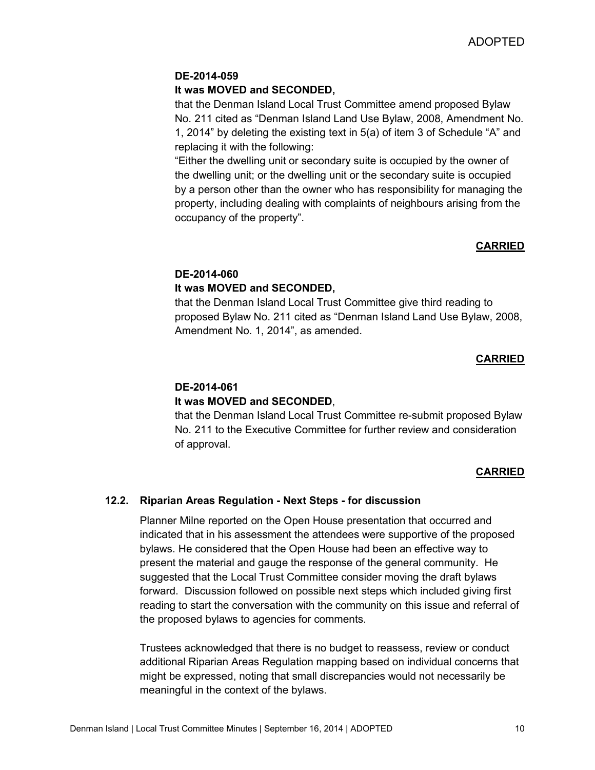**DE-2014-059**

**It was MOVED and SECONDED,**

that the Denman Island Local Trust Committee amend proposed Bylaw No. 211 cited as "Denman Island Land Use Bylaw, 2008, Amendment No. 1, 2014" by deleting the existing text in 5(a) of item 3 of Schedule "A" and replacing it with the following:

"Either the dwelling unit or secondary suite is occupied by the owner of the dwelling unit; or the dwelling unit or the secondary suite is occupied by a person other than the owner who has responsibility for managing the property, including dealing with complaints of neighbours arising from the occupancy of the property".

**CARRIED**

**DE-2014-060**

**It was MOVED and SECONDED,**

that the Denman Island Local Trust Committee give third reading to proposed Bylaw No. 211 cited as "Denman Island Land Use Bylaw, 2008, Amendment No. 1, 2014", as amended.

**CARRIED**

**DE-2014-061**

**It was MOVED and SECONDED**,

that the Denman Island Local Trust Committee re-submit proposed Bylaw No. 211 to the Executive Committee for further review and consideration of approval.

**CARRIED**

### 12.2. Riparian Areas Regulation - Next Steps - for discussion

Planner Milne reported on the Open House presentation that occurred and indicated that in his assessment the attendees were supportive of the proposed bylaws. He considered that the Open House had been an effective way to present the material and gauge the response of the general community. He suggested that the Local Trust Committee consider moving the draft bylaws forward. Discussion followed on possible next steps which included giving first reading to start the conversation with the community on this issue and referral of the proposed bylaws to agencies for comments.

Trustees acknowledged that there is no budget to reassess, review or conduct additional Riparian Areas Regulation mapping based on individual concerns that might be expressed, noting that small discrepancies would not necessarily be meaningful in the context of the bylaws.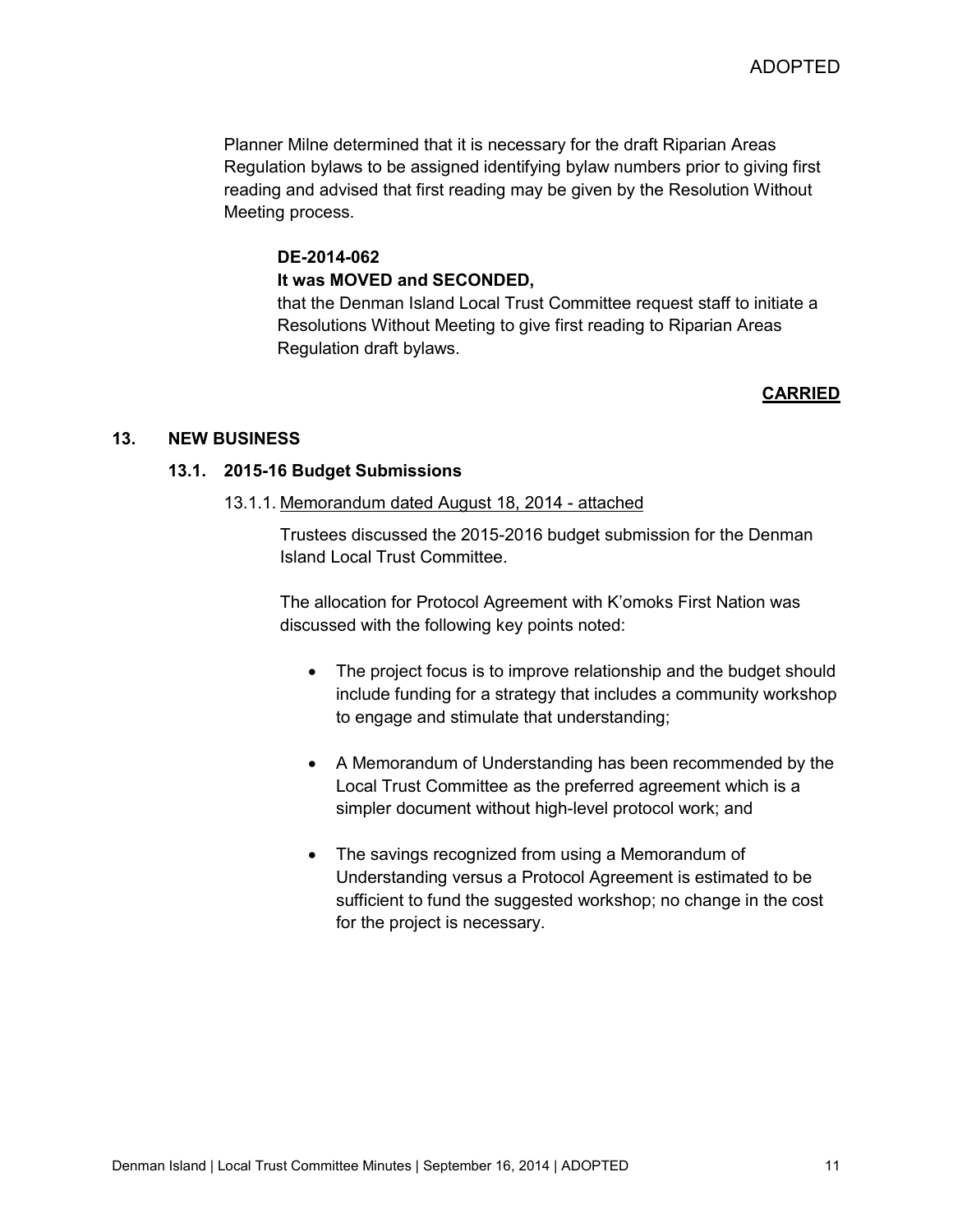Planner Milne determined that it is necessary for the draft Riparian Areas Regulation bylaws to be assigned identifying bylaw numbers prior to giving first reading and advised that first reading may be given by the Resolution Without Meeting process.

**DE-2014-062**
**It was MOVED and SECONDED,**
that the Denman Island Local Trust Committee request staff to initiate a Resolutions Without Meeting to give first reading to Riparian Areas Regulation draft bylaws.

**CARRIED**

## 13. NEW BUSINESS

### 13.1. 2015-16 Budget Submissions

13.1.1. Memorandum dated August 18, 2014 - attached

Trustees discussed the 2015-2016 budget submission for the Denman Island Local Trust Committee.

The allocation for Protocol Agreement with K'omoks First Nation was discussed with the following key points noted:

- The project focus is to improve relationship and the budget should include funding for a strategy that includes a community workshop to engage and stimulate that understanding;
- A Memorandum of Understanding has been recommended by the Local Trust Committee as the preferred agreement which is a simpler document without high-level protocol work; and
- The savings recognized from using a Memorandum of Understanding versus a Protocol Agreement is estimated to be sufficient to fund the suggested workshop; no change in the cost for the project is necessary.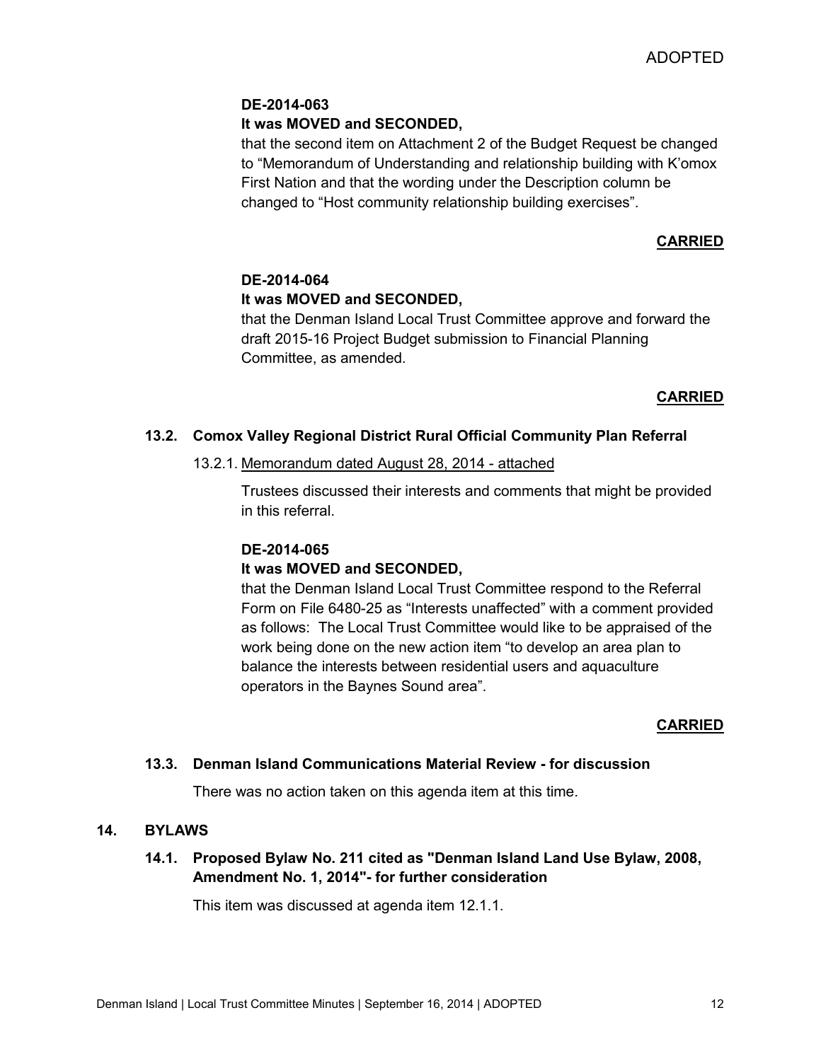ADOPTED

**DE-2014-063**

**It was MOVED and SECONDED,**

that the second item on Attachment 2 of the Budget Request be changed to “Memorandum of Understanding and relationship building with K’omox First Nation and that the wording under the Description column be changed to “Host community relationship building exercises”.

**CARRIED**

**DE-2014-064**

**It was MOVED and SECONDED,**

that the Denman Island Local Trust Committee approve and forward the draft 2015-16 Project Budget submission to Financial Planning Committee, as amended.

**CARRIED**

### 13.2. Comox Valley Regional District Rural Official Community Plan Referral

13.2.1. Memorandum dated August 28, 2014 - attached

Trustees discussed their interests and comments that might be provided in this referral.

**DE-2014-065**

**It was MOVED and SECONDED,**

that the Denman Island Local Trust Committee respond to the Referral Form on File 6480-25 as “Interests unaffected” with a comment provided as follows: The Local Trust Committee would like to be appraised of the work being done on the new action item “to develop an area plan to balance the interests between residential users and aquaculture operators in the Baynes Sound area”.

**CARRIED**

### 13.3. Denman Island Communications Material Review - for discussion

There was no action taken on this agenda item at this time.

## 14. BYLAWS

### 14.1. Proposed Bylaw No. 211 cited as "Denman Island Land Use Bylaw, 2008, Amendment No. 1, 2014"- for further consideration

This item was discussed at agenda item 12.1.1.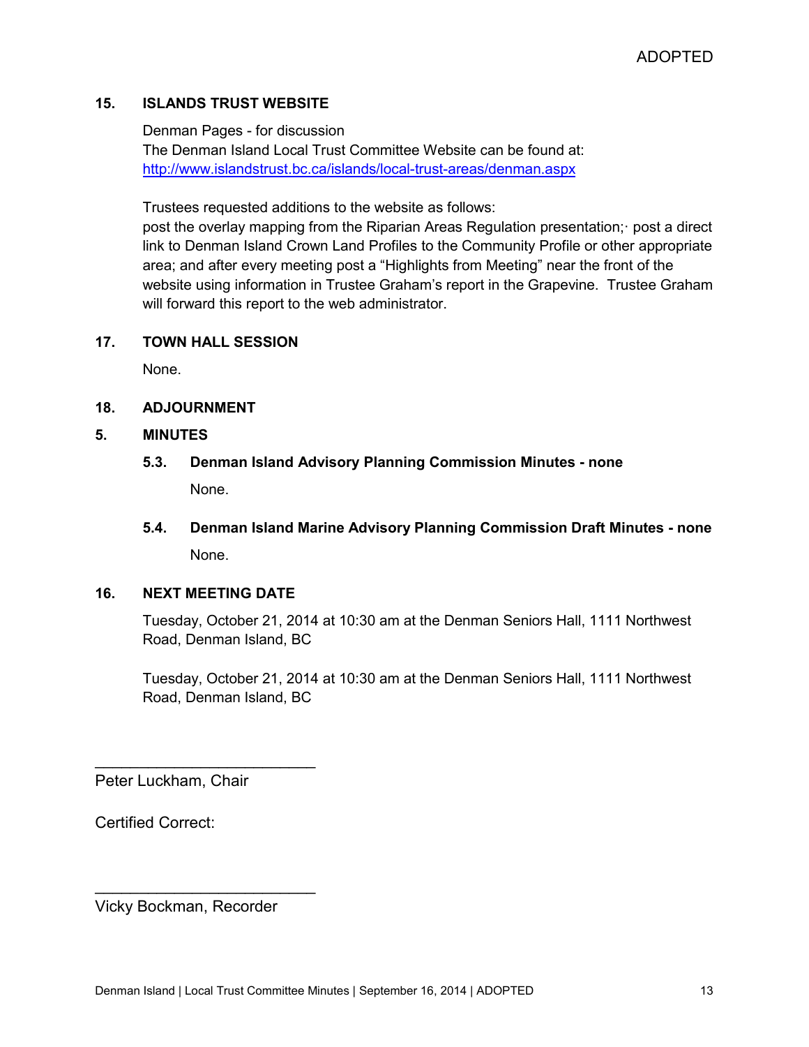ADOPTED

## 15. ISLANDS TRUST WEBSITE

Denman Pages - for discussion
The Denman Island Local Trust Committee Website can be found at:
[http://www.islandstrust.bc.ca/islands/local-trust-areas/denman.aspx](http://www.islandstrust.bc.ca/islands/local-trust-areas/denman.aspx)

Trustees requested additions to the website as follows:
post the overlay mapping from the Riparian Areas Regulation presentation;· post a direct link to Denman Island Crown Land Profiles to the Community Profile or other appropriate area; and after every meeting post a "Highlights from Meeting" near the front of the website using information in Trustee Graham's report in the Grapevine. Trustee Graham will forward this report to the web administrator.

## 17. TOWN HALL SESSION

None.

## 18. ADJOURNMENT

## 5. MINUTES

### 5.3. Denman Island Advisory Planning Commission Minutes - none

None.

### 5.4. Denman Island Marine Advisory Planning Commission Draft Minutes - none

None.

## 16. NEXT MEETING DATE

Tuesday, October 21, 2014 at 10:30 am at the Denman Seniors Hall, 1111 Northwest Road, Denman Island, BC

Tuesday, October 21, 2014 at 10:30 am at the Denman Seniors Hall, 1111 Northwest Road, Denman Island, BC

\_\_\_\_\_\_\_\_\_\_\_\_\_\_\_\_\_\_\_\_\_\_\_\_\_\_

Peter Luckham, Chair

Certified Correct:

\_\_\_\_\_\_\_\_\_\_\_\_\_\_\_\_\_\_\_\_\_\_\_\_\_\_

Vicky Bockman, Recorder